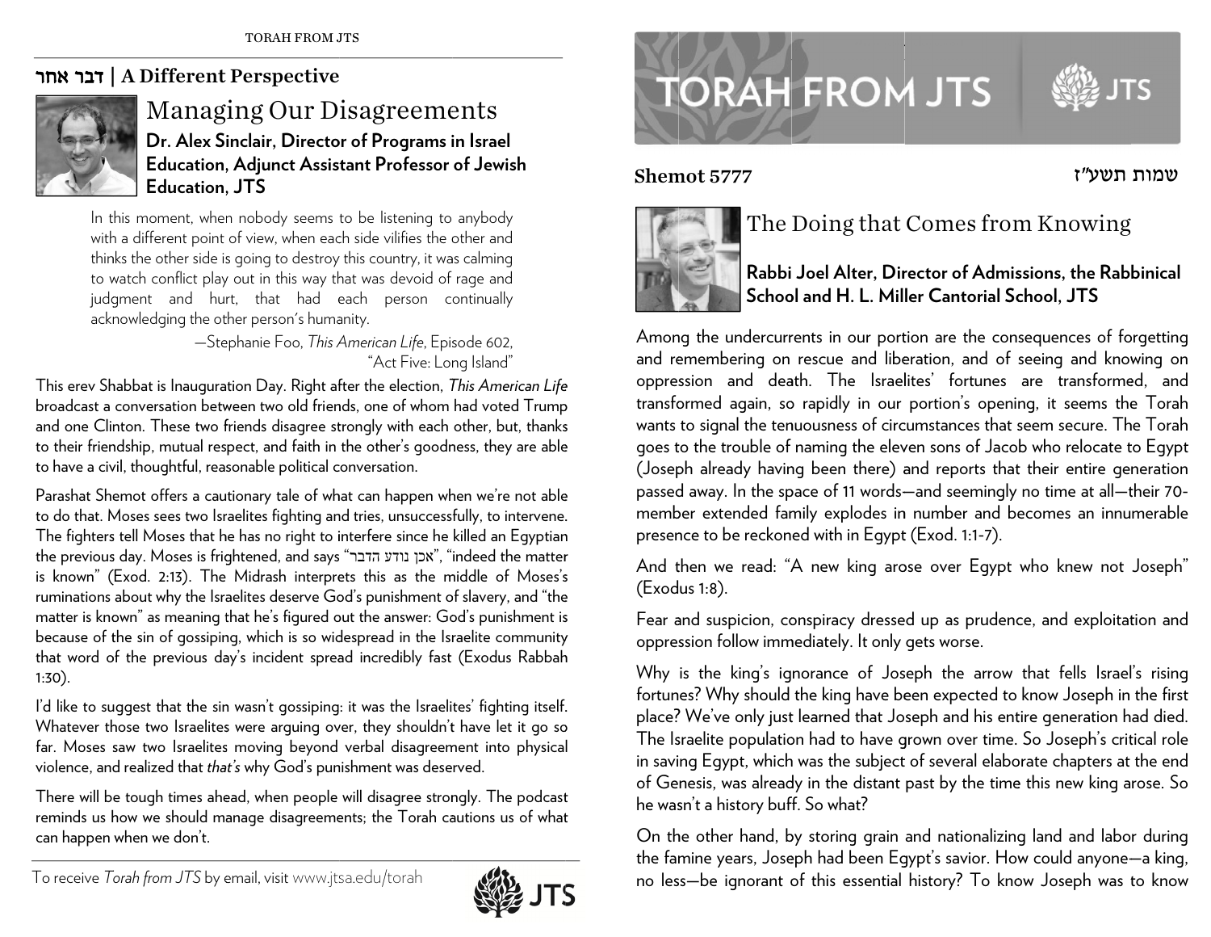## דבר אחר | A Different Perspective

# Managing Our Disagreements

**Dr. Alex Sinclair, Director of Programs in Israel Education, Adjunct Assistant Professor of Jewish Education, JTS**

> In this moment, when nobody seems to be listening to anybody with a different point of view, when each side vilifies the other and thinks the other side is going to destroy this country, it was calming to watch conflict play out in this way that was devoid of rage and judgment and hurt, that had each person continually acknowledging the other person's humanity.
>
> —Stephanie Foo, *This American Life*, Episode 602, "Act Five: Long Island"

This erev Shabbat is Inauguration Day. Right after the election, *This American Life* broadcast a conversation between two old friends, one of whom had voted Trump and one Clinton. These two friends disagree strongly with each other, but, thanks to their friendship, mutual respect, and faith in the other's goodness, they are able to have a civil, thoughtful, reasonable political conversation.

Parashat Shemot offers a cautionary tale of what can happen when we're not able to do that. Moses sees two Israelites fighting and tries, unsuccessfully, to intervene. The fighters tell Moses that he has no right to interfere since he killed an Egyptian the previous day. Moses is frightened, and says "אכן נודע הדבר", "indeed the matter is known" (Exod. 2:13). The Midrash interprets this as the middle of Moses's ruminations about why the Israelites deserve God's punishment of slavery, and "the matter is known" as meaning that he's figured out the answer: God's punishment is because of the sin of gossiping, which is so widespread in the Israelite community that word of the previous day's incident spread incredibly fast (Exodus Rabbah 1:30).

I'd like to suggest that the sin wasn't gossiping: it was the Israelites' fighting itself. Whatever those two Israelites were arguing over, they shouldn't have let it go so far. Moses saw two Israelites moving beyond verbal disagreement into physical violence, and realized that *that's* why God's punishment was deserved.

There will be tough times ahead, when people will disagree strongly. The podcast reminds us how we should manage disagreements; the Torah cautions us of what can happen when we don't.

To receive *Torah from JTS* by email, visit www.jtsa.edu/torah

# TORAH FROM JTS

**Shemot 5777** שמות תשע״ז

# The Doing that Comes from Knowing

**Rabbi Joel Alter, Director of Admissions, the Rabbinical School and H. L. Miller Cantorial School, JTS**

Among the undercurrents in our portion are the consequences of forgetting and remembering on rescue and liberation, and of seeing and knowing on oppression and death. The Israelites' fortunes are transformed, and transformed again, so rapidly in our portion's opening, it seems the Torah wants to signal the tenuousness of circumstances that seem secure. The Torah goes to the trouble of naming the eleven sons of Jacob who relocate to Egypt (Joseph already having been there) and reports that their entire generation passed away. In the space of 11 words—and seemingly no time at all—their 70-member extended family explodes in number and becomes an innumerable presence to be reckoned with in Egypt (Exod. 1:1-7).

And then we read: "A new king arose over Egypt who knew not Joseph" (Exodus 1:8).

Fear and suspicion, conspiracy dressed up as prudence, and exploitation and oppression follow immediately. It only gets worse.

Why is the king's ignorance of Joseph the arrow that fells Israel's rising fortunes? Why should the king have been expected to know Joseph in the first place? We've only just learned that Joseph and his entire generation had died. The Israelite population had to have grown over time. So Joseph's critical role in saving Egypt, which was the subject of several elaborate chapters at the end of Genesis, was already in the distant past by the time this new king arose. So he wasn't a history buff. So what?

On the other hand, by storing grain and nationalizing land and labor during the famine years, Joseph had been Egypt's savior. How could anyone—a king, no less—be ignorant of this essential history? To know Joseph was to know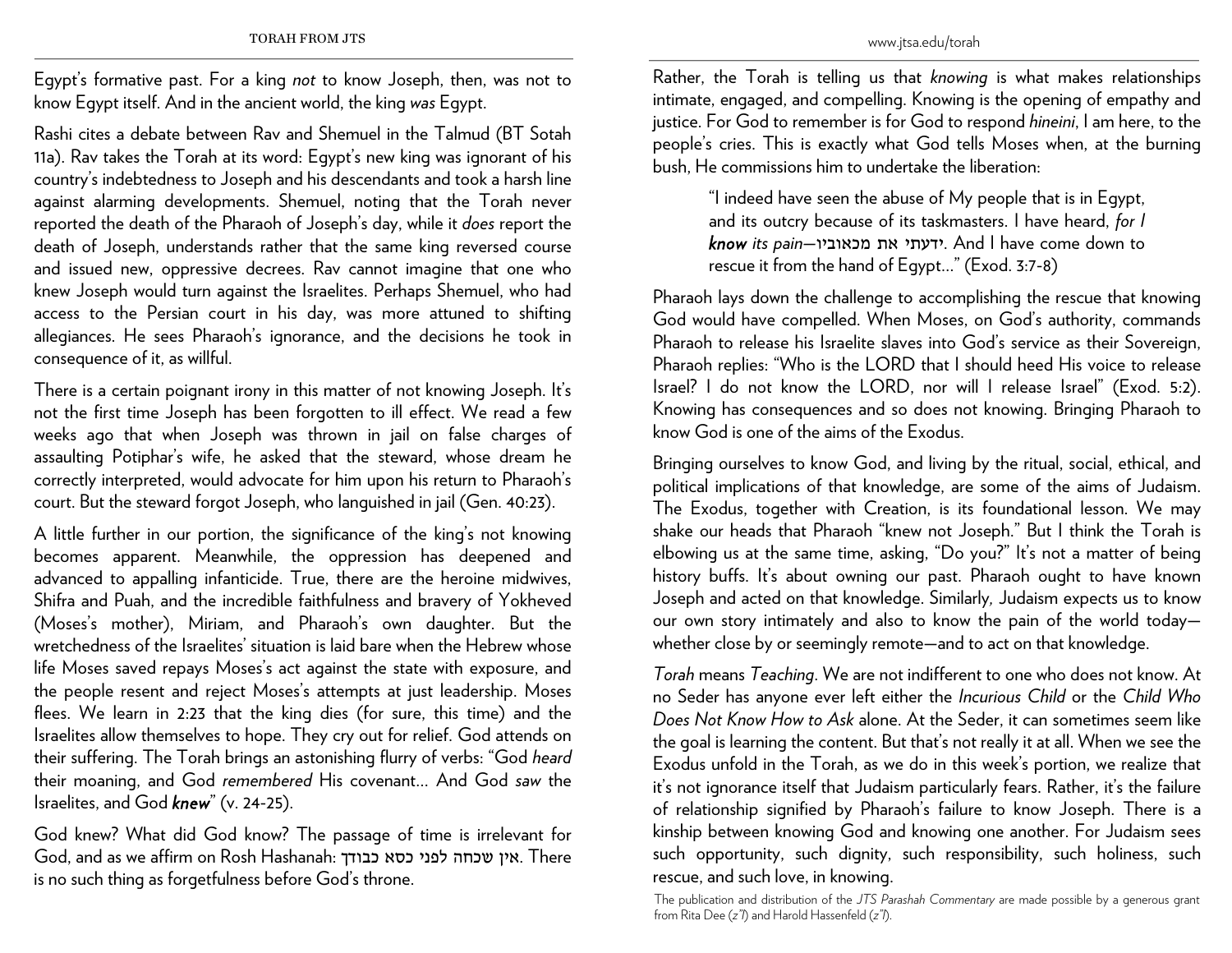Egypt's formative past. For a king *not* to know Joseph, then, was not to know Egypt itself. And in the ancient world, the king *was* Egypt.

Rashi cites a debate between Rav and Shemuel in the Talmud (BT Sotah 11a). Rav takes the Torah at its word: Egypt's new king was ignorant of his country's indebtedness to Joseph and his descendants and took a harsh line against alarming developments. Shemuel, noting that the Torah never reported the death of the Pharaoh of Joseph's day, while it *does* report the death of Joseph, understands rather that the same king reversed course and issued new, oppressive decrees. Rav cannot imagine that one who knew Joseph would turn against the Israelites. Perhaps Shemuel, who had access to the Persian court in his day, was more attuned to shifting allegiances. He sees Pharaoh's ignorance, and the decisions he took in consequence of it, as willful.

There is a certain poignant irony in this matter of not knowing Joseph. It's not the first time Joseph has been forgotten to ill effect. We read a few weeks ago that when Joseph was thrown in jail on false charges of assaulting Potiphar's wife, he asked that the steward, whose dream he correctly interpreted, would advocate for him upon his return to Pharaoh's court. But the steward forgot Joseph, who languished in jail (Gen. 40:23).

A little further in our portion, the significance of the king's not knowing becomes apparent. Meanwhile, the oppression has deepened and advanced to appalling infanticide. True, there are the heroine midwives, Shifra and Puah, and the incredible faithfulness and bravery of Yokheved (Moses's mother), Miriam, and Pharaoh's own daughter. But the wretchedness of the Israelites' situation is laid bare when the Hebrew whose life Moses saved repays Moses's act against the state with exposure, and the people resent and reject Moses's attempts at just leadership. Moses flees. We learn in 2:23 that the king dies (for sure, this time) and the Israelites allow themselves to hope. They cry out for relief. God attends on their suffering. The Torah brings an astonishing flurry of verbs: "God *heard* their moaning, and God *remembered* His covenant… And God *saw* the Israelites, and God ***knew***" (v. 24-25).

God knew? What did God know? The passage of time is irrelevant for God, and as we affirm on Rosh Hashanah: אין שכחה לפני כסא כבודך. There is no such thing as forgetfulness before God's throne.

Rather, the Torah is telling us that *knowing* is what makes relationships intimate, engaged, and compelling. Knowing is the opening of empathy and justice. For God to remember is for God to respond *hineini*, I am here, to the people's cries. This is exactly what God tells Moses when, at the burning bush, He commissions him to undertake the liberation:

> "I indeed have seen the abuse of My people that is in Egypt, and its outcry because of its taskmasters. I have heard, *for I* ***know*** *its pain*—ידעתי את מכאוביו. And I have come down to rescue it from the hand of Egypt…" (Exod. 3:7-8)

Pharaoh lays down the challenge to accomplishing the rescue that knowing God would have compelled. When Moses, on God's authority, commands Pharaoh to release his Israelite slaves into God's service as their Sovereign, Pharaoh replies: "Who is the LORD that I should heed His voice to release Israel? I do not know the LORD, nor will I release Israel" (Exod. 5:2). Knowing has consequences and so does not knowing. Bringing Pharaoh to know God is one of the aims of the Exodus.

Bringing ourselves to know God, and living by the ritual, social, ethical, and political implications of that knowledge, are some of the aims of Judaism. The Exodus, together with Creation, is its foundational lesson. We may shake our heads that Pharaoh "knew not Joseph." But I think the Torah is elbowing us at the same time, asking, "Do you?" It's not a matter of being history buffs. It's about owning our past. Pharaoh ought to have known Joseph and acted on that knowledge. Similarly, Judaism expects us to know our own story intimately and also to know the pain of the world today—whether close by or seemingly remote—and to act on that knowledge.

*Torah* means *Teaching*. We are not indifferent to one who does not know. At no Seder has anyone ever left either the *Incurious Child* or the *Child Who Does Not Know How to Ask* alone. At the Seder, it can sometimes seem like the goal is learning the content. But that's not really it at all. When we see the Exodus unfold in the Torah, as we do in this week's portion, we realize that it's not ignorance itself that Judaism particularly fears. Rather, it's the failure of relationship signified by Pharaoh's failure to know Joseph. There is a kinship between knowing God and knowing one another. For Judaism sees such opportunity, such dignity, such responsibility, such holiness, such rescue, and such love, in knowing.

The publication and distribution of the *JTS Parashah Commentary* are made possible by a generous grant from Rita Dee (*z"l*) and Harold Hassenfeld (*z"l*).